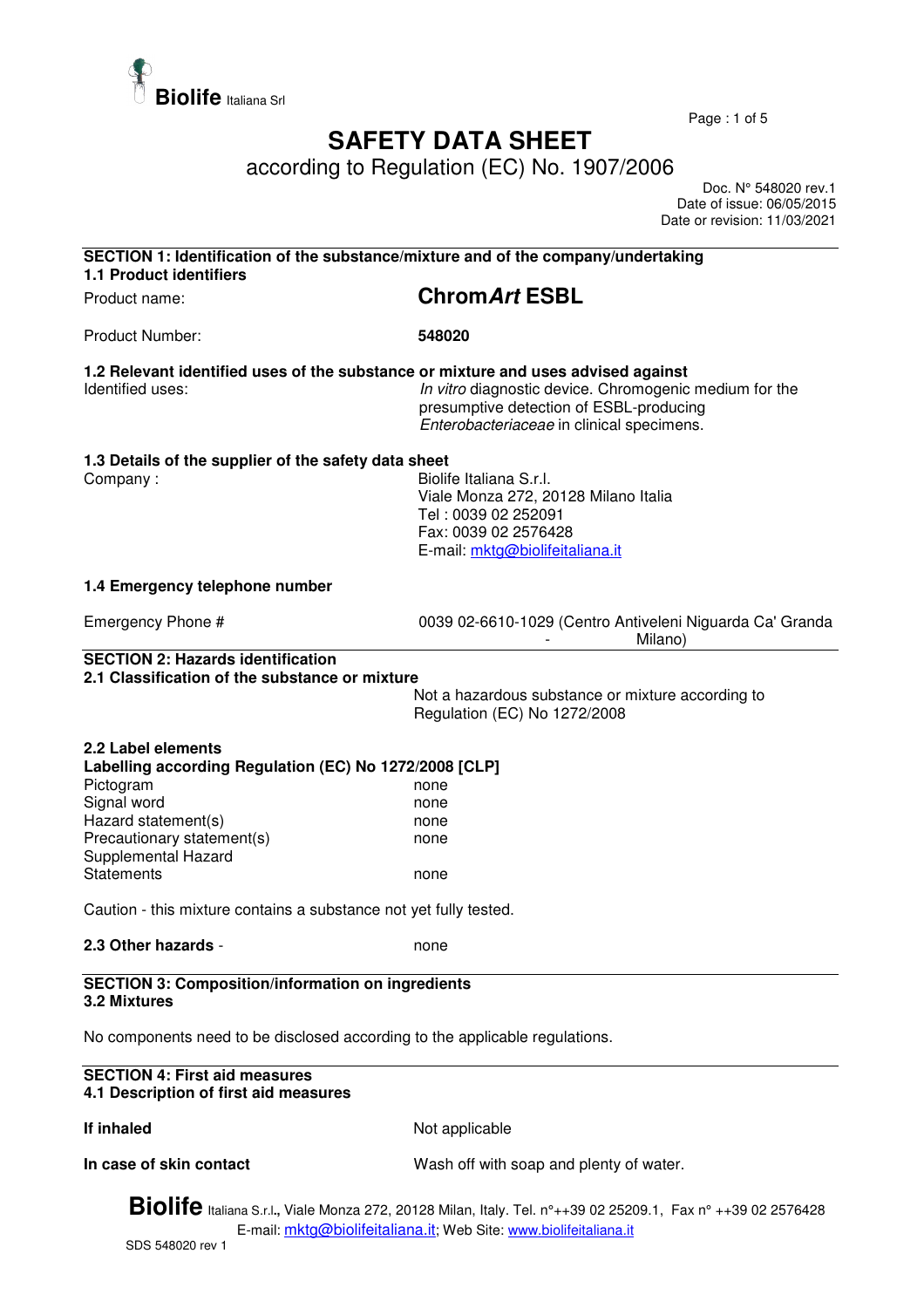# SAFETY DATA SHEET

according to Regulation (EC) No. 1907/2006

Doc. N° 548020 rev.1
Date of issue: 06/05/2015
Date or revision: 11/03/2021

## SECTION 1: Identification of the substance/mixture and of the company/undertaking

### 1.1 Product identifiers

| | |
|---|---|
| Product name: | **Chrom*Art* ESBL** |
| Product Number: | **548020** |

### 1.2 Relevant identified uses of the substance or mixture and uses advised against

| | |
|---|---|
| Identified uses: | *In vitro* diagnostic device. Chromogenic medium for the presumptive detection of ESBL-producing *Enterobacteriaceae* in clinical specimens. |

### 1.3 Details of the supplier of the safety data sheet

| | |
|---|---|
| Company : | Biolife Italiana S.r.l.<br>Viale Monza 272, 20128 Milano Italia<br>Tel : 0039 02 252091<br>Fax: 0039 02 2576428<br>E-mail: mktg@biolifeitaliana.it |

### 1.4 Emergency telephone number

| | |
|---|---|
| Emergency Phone # | 0039 02-6610-1029 (Centro Antiveleni Niguarda Ca' Granda - Milano) |

## SECTION 2: Hazards identification

### 2.1 Classification of the substance or mixture

Not a hazardous substance or mixture according to Regulation (EC) No 1272/2008

### 2.2 Label elements

**Labelling according Regulation (EC) No 1272/2008 [CLP]**

| | |
|---|---|
| Pictogram | none |
| Signal word | none |
| Hazard statement(s) | none |
| Precautionary statement(s) | none |
| Supplemental Hazard Statements | none |

Caution - this mixture contains a substance not yet fully tested.

**2.3 Other hazards** - none

## SECTION 3: Composition/information on ingredients

### 3.2 Mixtures

No components need to be disclosed according to the applicable regulations.

## SECTION 4: First aid measures

### 4.1 Description of first aid measures

| | |
|---|---|
| **If inhaled** | Not applicable |
| **In case of skin contact** | Wash off with soap and plenty of water. |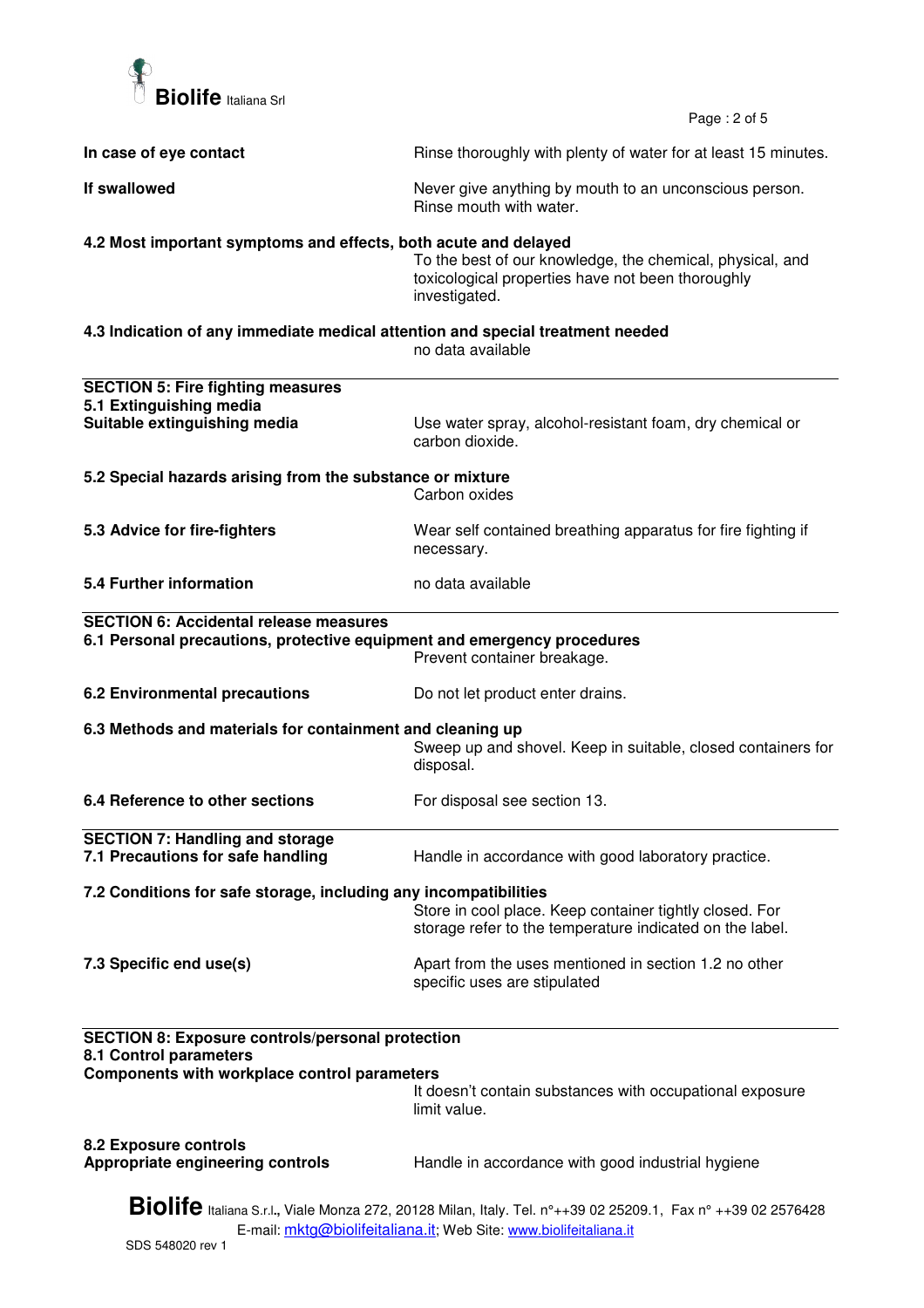**In case of eye contact** — Rinse thoroughly with plenty of water for at least 15 minutes.

**If swallowed** — Never give anything by mouth to an unconscious person. Rinse mouth with water.

**4.2 Most important symptoms and effects, both acute and delayed**

To the best of our knowledge, the chemical, physical, and toxicological properties have not been thoroughly investigated.

**4.3 Indication of any immediate medical attention and special treatment needed**

no data available

## SECTION 5: Fire fighting measures

**5.1 Extinguishing media**

**Suitable extinguishing media** — Use water spray, alcohol-resistant foam, dry chemical or carbon dioxide.

**5.2 Special hazards arising from the substance or mixture**

Carbon oxides

**5.3 Advice for fire-fighters** — Wear self contained breathing apparatus for fire fighting if necessary.

**5.4 Further information** — no data available

## SECTION 6: Accidental release measures

**6.1 Personal precautions, protective equipment and emergency procedures**

Prevent container breakage.

**6.2 Environmental precautions** — Do not let product enter drains.

**6.3 Methods and materials for containment and cleaning up**

Sweep up and shovel. Keep in suitable, closed containers for disposal.

**6.4 Reference to other sections** — For disposal see section 13.

## SECTION 7: Handling and storage

**7.1 Precautions for safe handling** — Handle in accordance with good laboratory practice.

**7.2 Conditions for safe storage, including any incompatibilities**

Store in cool place. Keep container tightly closed. For storage refer to the temperature indicated on the label.

**7.3 Specific end use(s)** — Apart from the uses mentioned in section 1.2 no other specific uses are stipulated

## SECTION 8: Exposure controls/personal protection

**8.1 Control parameters**

**Components with workplace control parameters**

It doesn't contain substances with occupational exposure limit value.

**8.2 Exposure controls**

**Appropriate engineering controls** — Handle in accordance with good industrial hygiene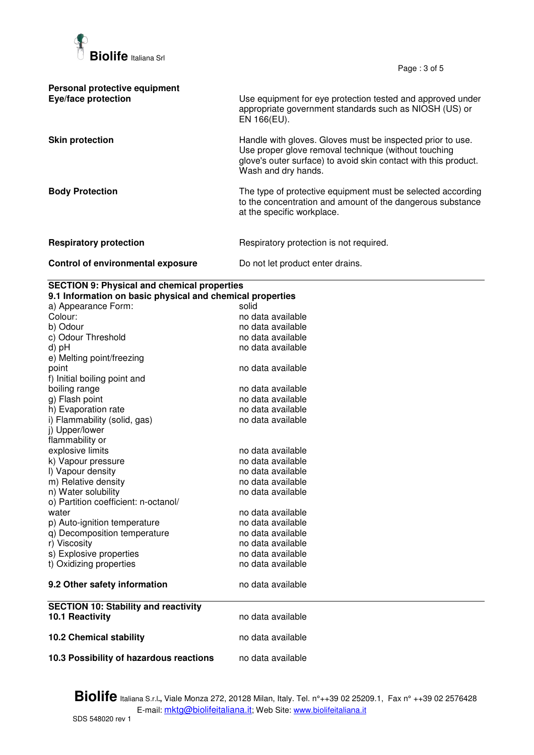**Personal protective equipment**

| | |
|---|---|
| **Eye/face protection** | Use equipment for eye protection tested and approved under appropriate government standards such as NIOSH (US) or EN 166(EU). |
| **Skin protection** | Handle with gloves. Gloves must be inspected prior to use. Use proper glove removal technique (without touching glove's outer surface) to avoid skin contact with this product. Wash and dry hands. |
| **Body Protection** | The type of protective equipment must be selected according to the concentration and amount of the dangerous substance at the specific workplace. |
| **Respiratory protection** | Respiratory protection is not required. |
| **Control of environmental exposure** | Do not let product enter drains. |

## SECTION 9: Physical and chemical properties

### 9.1 Information on basic physical and chemical properties

| | |
|---|---|
| a) Appearance Form: | solid |
| Colour: | no data available |
| b) Odour | no data available |
| c) Odour Threshold | no data available |
| d) pH | no data available |
| e) Melting point/freezing point | no data available |
| f) Initial boiling point and boiling range | no data available |
| g) Flash point | no data available |
| h) Evaporation rate | no data available |
| i) Flammability (solid, gas) | no data available |
| j) Upper/lower flammability or explosive limits | no data available |
| k) Vapour pressure | no data available |
| l) Vapour density | no data available |
| m) Relative density | no data available |
| n) Water solubility | no data available |
| o) Partition coefficient: n-octanol/ water | no data available |
| p) Auto-ignition temperature | no data available |
| q) Decomposition temperature | no data available |
| r) Viscosity | no data available |
| s) Explosive properties | no data available |
| t) Oxidizing properties | no data available |

**9.2 Other safety information** no data available

## SECTION 10: Stability and reactivity

| | |
|---|---|
| **10.1 Reactivity** | no data available |
| **10.2 Chemical stability** | no data available |
| **10.3 Possibility of hazardous reactions** | no data available |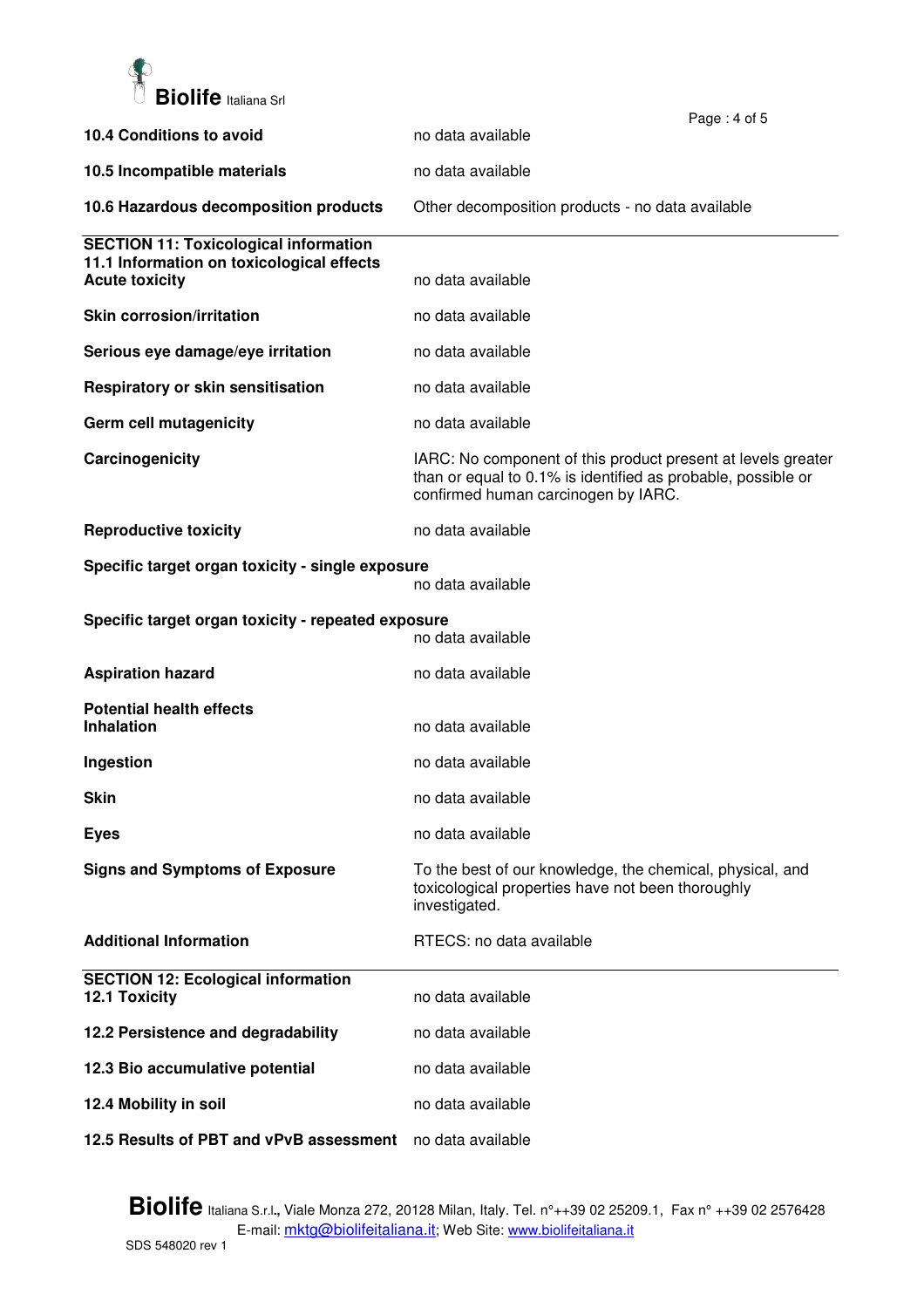**10.4 Conditions to avoid** no data available

**10.5 Incompatible materials** no data available

**10.6 Hazardous decomposition products** Other decomposition products - no data available

## SECTION 11: Toxicological information

### 11.1 Information on toxicological effects

**Acute toxicity** no data available

**Skin corrosion/irritation** no data available

**Serious eye damage/eye irritation** no data available

**Respiratory or skin sensitisation** no data available

**Germ cell mutagenicity** no data available

**Carcinogenicity** IARC: No component of this product present at levels greater than or equal to 0.1% is identified as probable, possible or confirmed human carcinogen by IARC.

**Reproductive toxicity** no data available

**Specific target organ toxicity - single exposure**
no data available

**Specific target organ toxicity - repeated exposure**
no data available

**Aspiration hazard** no data available

**Potential health effects**

**Inhalation** no data available

**Ingestion** no data available

**Skin** no data available

**Eyes** no data available

**Signs and Symptoms of Exposure** To the best of our knowledge, the chemical, physical, and toxicological properties have not been thoroughly investigated.

**Additional Information** RTECS: no data available

## SECTION 12: Ecological information

**12.1 Toxicity** no data available

**12.2 Persistence and degradability** no data available

**12.3 Bio accumulative potential** no data available

**12.4 Mobility in soil** no data available

**12.5 Results of PBT and vPvB assessment** no data available

**Biolife** Italiana S.r.l., Viale Monza 272, 20128 Milan, Italy. Tel. n°++39 02 25209.1, Fax n° ++39 02 2576428
E-mail: mktg@biolifeitaliana.it; Web Site: www.biolifeitaliana.it

SDS 548020 rev 1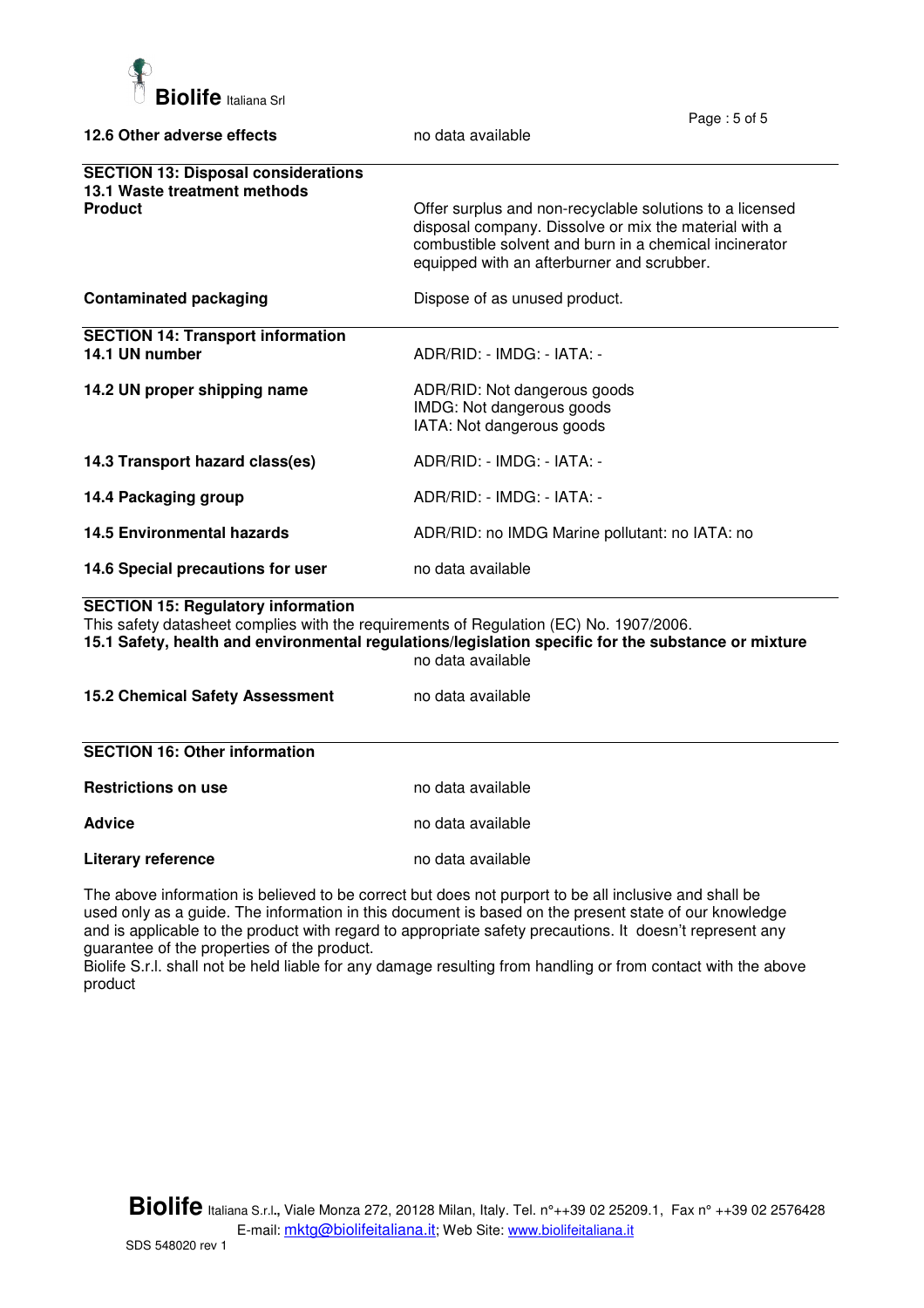| | |
|---|---|
| **12.6 Other adverse effects** | no data available |

**SECTION 13: Disposal considerations**

**13.1 Waste treatment methods**

| | |
|---|---|
| **Product** | Offer surplus and non-recyclable solutions to a licensed disposal company. Dissolve or mix the material with a combustible solvent and burn in a chemical incinerator equipped with an afterburner and scrubber. |
| **Contaminated packaging** | Dispose of as unused product. |

**SECTION 14: Transport information**

| | |
|---|---|
| **14.1 UN number** | ADR/RID: - IMDG: - IATA: - |
| **14.2 UN proper shipping name** | ADR/RID: Not dangerous goods<br>IMDG: Not dangerous goods<br>IATA: Not dangerous goods |
| **14.3 Transport hazard class(es)** | ADR/RID: - IMDG: - IATA: - |
| **14.4 Packaging group** | ADR/RID: - IMDG: - IATA: - |
| **14.5 Environmental hazards** | ADR/RID: no IMDG Marine pollutant: no IATA: no |
| **14.6 Special precautions for user** | no data available |

**SECTION 15: Regulatory information**

This safety datasheet complies with the requirements of Regulation (EC) No. 1907/2006.

**15.1 Safety, health and environmental regulations/legislation specific for the substance or mixture**

no data available

| | |
|---|---|
| **15.2 Chemical Safety Assessment** | no data available |

**SECTION 16: Other information**

| | |
|---|---|
| **Restrictions on use** | no data available |
| **Advice** | no data available |
| **Literary reference** | no data available |

The above information is believed to be correct but does not purport to be all inclusive and shall be used only as a guide. The information in this document is based on the present state of our knowledge and is applicable to the product with regard to appropriate safety precautions. It doesn't represent any guarantee of the properties of the product.

Biolife S.r.l. shall not be held liable for any damage resulting from handling or from contact with the above product

**Biolife** Italiana S.r.l., Viale Monza 272, 20128 Milan, Italy. Tel. n°++39 02 25209.1, Fax n° ++39 02 2576428
E-mail: mktg@biolifeitaliana.it; Web Site: www.biolifeitaliana.it

SDS 548020 rev 1